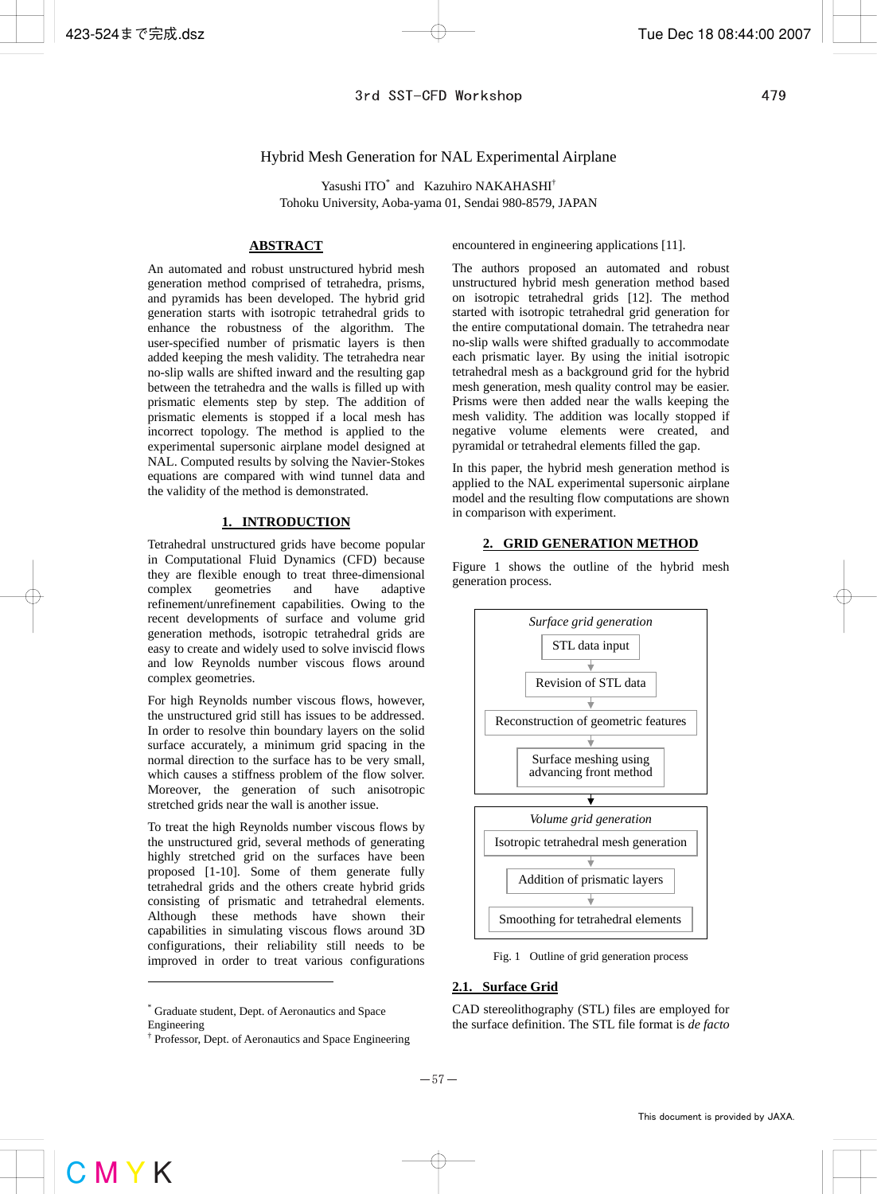# Hybrid Mesh Generation for NAL Experimental Airplane

Yasushi ITO* and Kazuhiro NAKAHASHI†

Tohoku University, Aoba-yama 01, Sendai 980-8579, JAPAN

## ABSTRACT

An automated and robust unstructured hybrid mesh generation method comprised of tetrahedra, prisms, and pyramids has been developed. The hybrid grid generation starts with isotropic tetrahedral grids to enhance the robustness of the algorithm. The user-specified number of prismatic layers is then added keeping the mesh validity. The tetrahedra near no-slip walls are shifted inward and the resulting gap between the tetrahedra and the walls is filled up with prismatic elements step by step. The addition of prismatic elements is stopped if a local mesh has incorrect topology. The method is applied to the experimental supersonic airplane model designed at NAL. Computed results by solving the Navier-Stokes equations are compared with wind tunnel data and the validity of the method is demonstrated.

## 1. INTRODUCTION

Tetrahedral unstructured grids have become popular in Computational Fluid Dynamics (CFD) because they are flexible enough to treat three-dimensional complex geometries and have adaptive refinement/unrefinement capabilities. Owing to the recent developments of surface and volume grid generation methods, isotropic tetrahedral grids are easy to create and widely used to solve inviscid flows and low Reynolds number viscous flows around complex geometries.

For high Reynolds number viscous flows, however, the unstructured grid still has issues to be addressed. In order to resolve thin boundary layers on the solid surface accurately, a minimum grid spacing in the normal direction to the surface has to be very small, which causes a stiffness problem of the flow solver. Moreover, the generation of such anisotropic stretched grids near the wall is another issue.

To treat the high Reynolds number viscous flows by the unstructured grid, several methods of generating highly stretched grid on the surfaces have been proposed [1-10]. Some of them generate fully tetrahedral grids and the others create hybrid grids consisting of prismatic and tetrahedral elements. Although these methods have shown their capabilities in simulating viscous flows around 3D configurations, their reliability still needs to be improved in order to treat various configurations encountered in engineering applications [11].

The authors proposed an automated and robust unstructured hybrid mesh generation method based on isotropic tetrahedral grids [12]. The method started with isotropic tetrahedral grid generation for the entire computational domain. The tetrahedra near no-slip walls were shifted gradually to accommodate each prismatic layer. By using the initial isotropic tetrahedral mesh as a background grid for the hybrid mesh generation, mesh quality control may be easier. Prisms were then added near the walls keeping the mesh validity. The addition was locally stopped if negative volume elements were created, and pyramidal or tetrahedral elements filled the gap.

In this paper, the hybrid mesh generation method is applied to the NAL experimental supersonic airplane model and the resulting flow computations are shown in comparison with experiment.

## 2. GRID GENERATION METHOD

Figure 1 shows the outline of the hybrid mesh generation process.

*Surface grid generation*
- STL data input
- Revision of STL data
- Reconstruction of geometric features
- Surface meshing using advancing front method

*Volume grid generation*
- Isotropic tetrahedral mesh generation
- Addition of prismatic layers
- Smoothing for tetrahedral elements

Fig. 1 Outline of grid generation process

### 2.1. Surface Grid

CAD stereolithography (STL) files are employed for the surface definition. The STL file format is *de facto*

---

* Graduate student, Dept. of Aeronautics and Space Engineering

† Professor, Dept. of Aeronautics and Space Engineering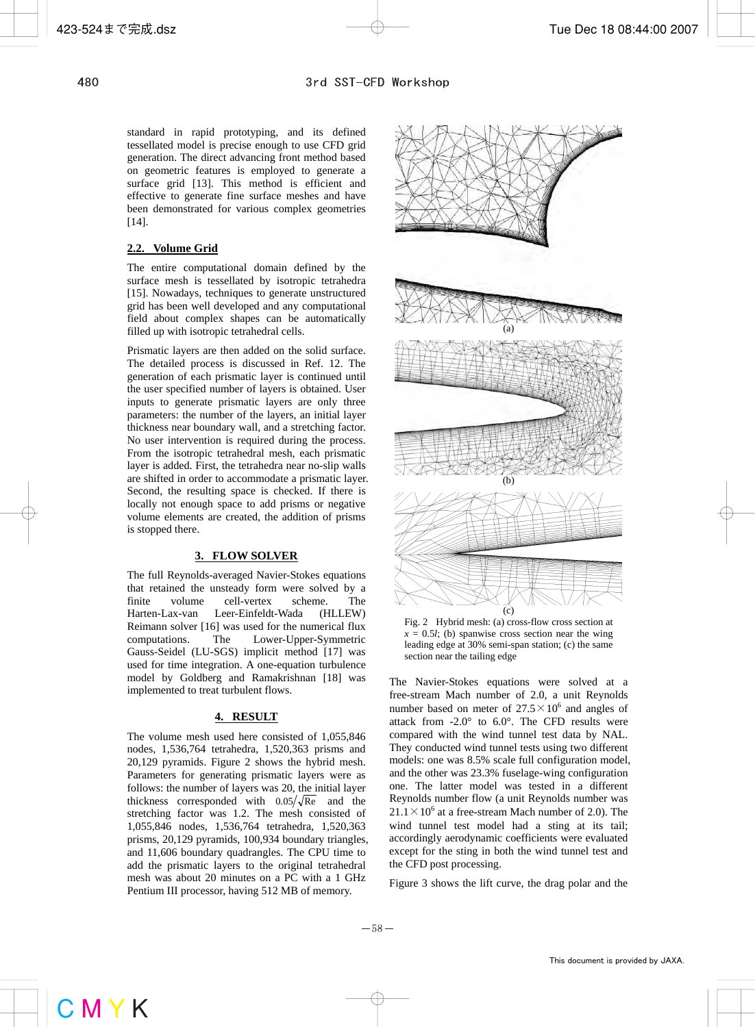standard in rapid prototyping, and its defined tessellated model is precise enough to use CFD grid generation. The direct advancing front method based on geometric features is employed to generate a surface grid [13]. This method is efficient and effective to generate fine surface meshes and have been demonstrated for various complex geometries [14].

### 2.2. Volume Grid

The entire computational domain defined by the surface mesh is tessellated by isotropic tetrahedra [15]. Nowadays, techniques to generate unstructured grid has been well developed and any computational field about complex shapes can be automatically filled up with isotropic tetrahedral cells.

Prismatic layers are then added on the solid surface. The detailed process is discussed in Ref. 12. The generation of each prismatic layer is continued until the user specified number of layers is obtained. User inputs to generate prismatic layers are only three parameters: the number of the layers, an initial layer thickness near boundary wall, and a stretching factor. No user intervention is required during the process. From the isotropic tetrahedral mesh, each prismatic layer is added. First, the tetrahedra near no-slip walls are shifted in order to accommodate a prismatic layer. Second, the resulting space is checked. If there is locally not enough space to add prisms or negative volume elements are created, the addition of prisms is stopped there.

## 3. FLOW SOLVER

The full Reynolds-averaged Navier-Stokes equations that retained the unsteady form were solved by a finite volume cell-vertex scheme. The Harten-Lax-van Leer-Einfeldt-Wada (HLLEW) Reimann solver [16] was used for the numerical flux computations. The Lower-Upper-Symmetric Gauss-Seidel (LU-SGS) implicit method [17] was used for time integration. A one-equation turbulence model by Goldberg and Ramakrishnan [18] was implemented to treat turbulent flows.

## 4. RESULT

The volume mesh used here consisted of 1,055,846 nodes, 1,536,764 tetrahedra, 1,520,363 prisms and 20,129 pyramids. Figure 2 shows the hybrid mesh. Parameters for generating prismatic layers were as follows: the number of layers was 20, the initial layer thickness corresponded with $0.05/\sqrt{\mathrm{Re}}$ and the stretching factor was 1.2. The mesh consisted of 1,055,846 nodes, 1,536,764 tetrahedra, 1,520,363 prisms, 20,129 pyramids, 100,934 boundary triangles, and 11,606 boundary quadrangles. The CPU time to add the prismatic layers to the original tetrahedral mesh was about 20 minutes on a PC with a 1 GHz Pentium III processor, having 512 MB of memory.

Fig. 2 Hybrid mesh: (a) cross-flow cross section at $x = 0.5l$; (b) spanwise cross section near the wing leading edge at 30% semi-span station; (c) the same section near the tailing edge

The Navier-Stokes equations were solved at a free-stream Mach number of 2.0, a unit Reynolds number based on meter of $27.5\times10^6$ and angles of attack from -2.0° to 6.0°. The CFD results were compared with the wind tunnel test data by NAL. They conducted wind tunnel tests using two different models: one was 8.5% scale full configuration model, and the other was 23.3% fuselage-wing configuration one. The latter model was tested in a different Reynolds number flow (a unit Reynolds number was $21.1\times10^6$ at a free-stream Mach number of 2.0). The wind tunnel test model had a sting at its tail; accordingly aerodynamic coefficients were evaluated except for the sting in both the wind tunnel test and the CFD post processing.

Figure 3 shows the lift curve, the drag polar and the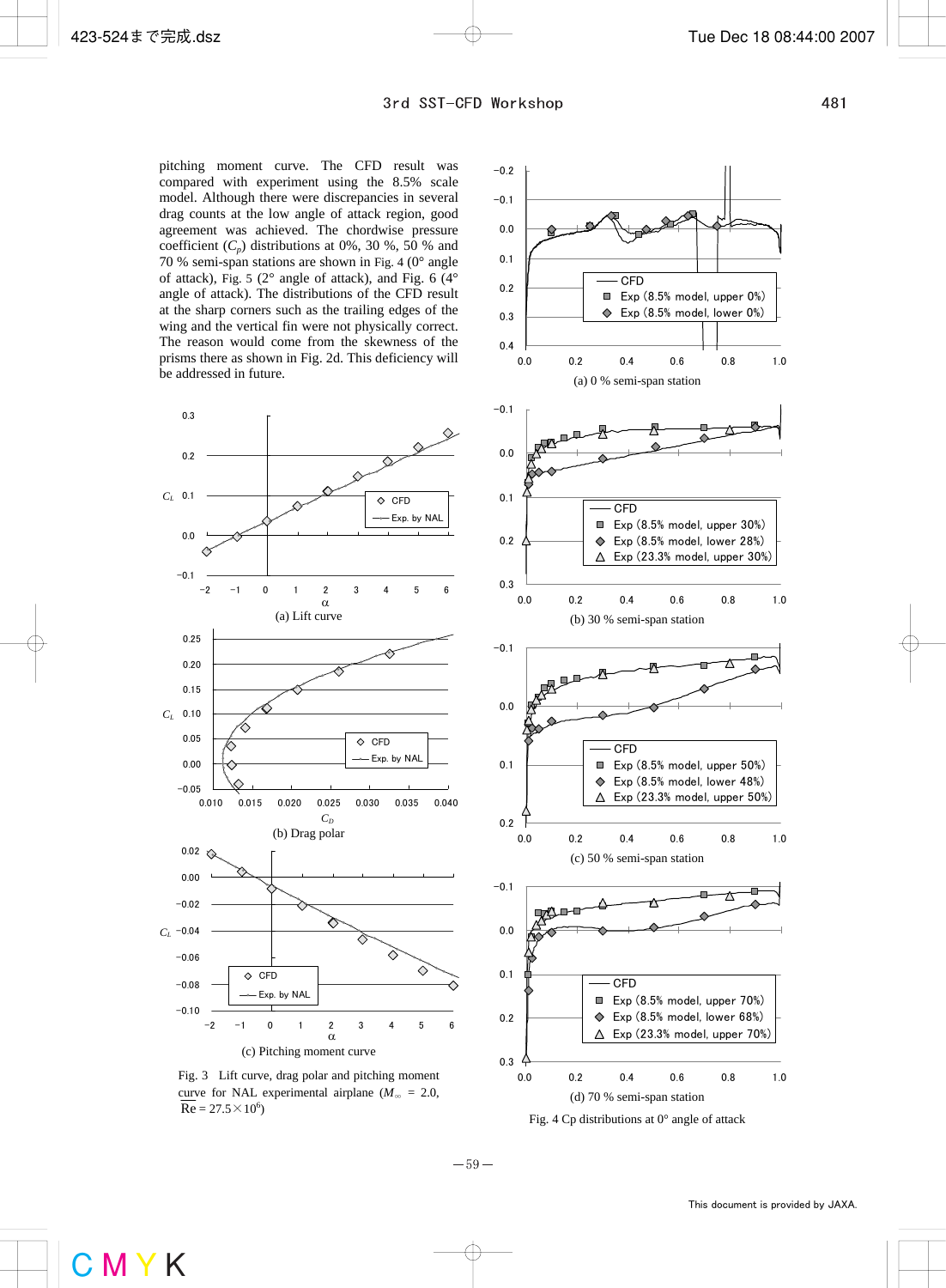pitching moment curve. The CFD result was compared with experiment using the 8.5% scale model. Although there were discrepancies in several drag counts at the low angle of attack region, good agreement was achieved. The chordwise pressure coefficient ($C_p$) distributions at 0%, 30 %, 50 % and 70 % semi-span stations are shown in Fig. 4 (0° angle of attack), Fig. 5 (2° angle of attack), and Fig. 6 (4° angle of attack). The distributions of the CFD result at the sharp corners such as the trailing edges of the wing and the vertical fin were not physically correct. The reason would come from the skewness of the prisms there as shown in Fig. 2d. This deficiency will be addressed in future.

(a) Lift curve

(b) Drag polar

(c) Pitching moment curve

Fig. 3 Lift curve, drag polar and pitching moment curve for NAL experimental airplane ($M_\infty$ = 2.0, Re = 27.5×10$^6$)

(a) 0 % semi-span station

(b) 30 % semi-span station

(c) 50 % semi-span station

(d) 70 % semi-span station

Fig. 4 Cp distributions at 0° angle of attack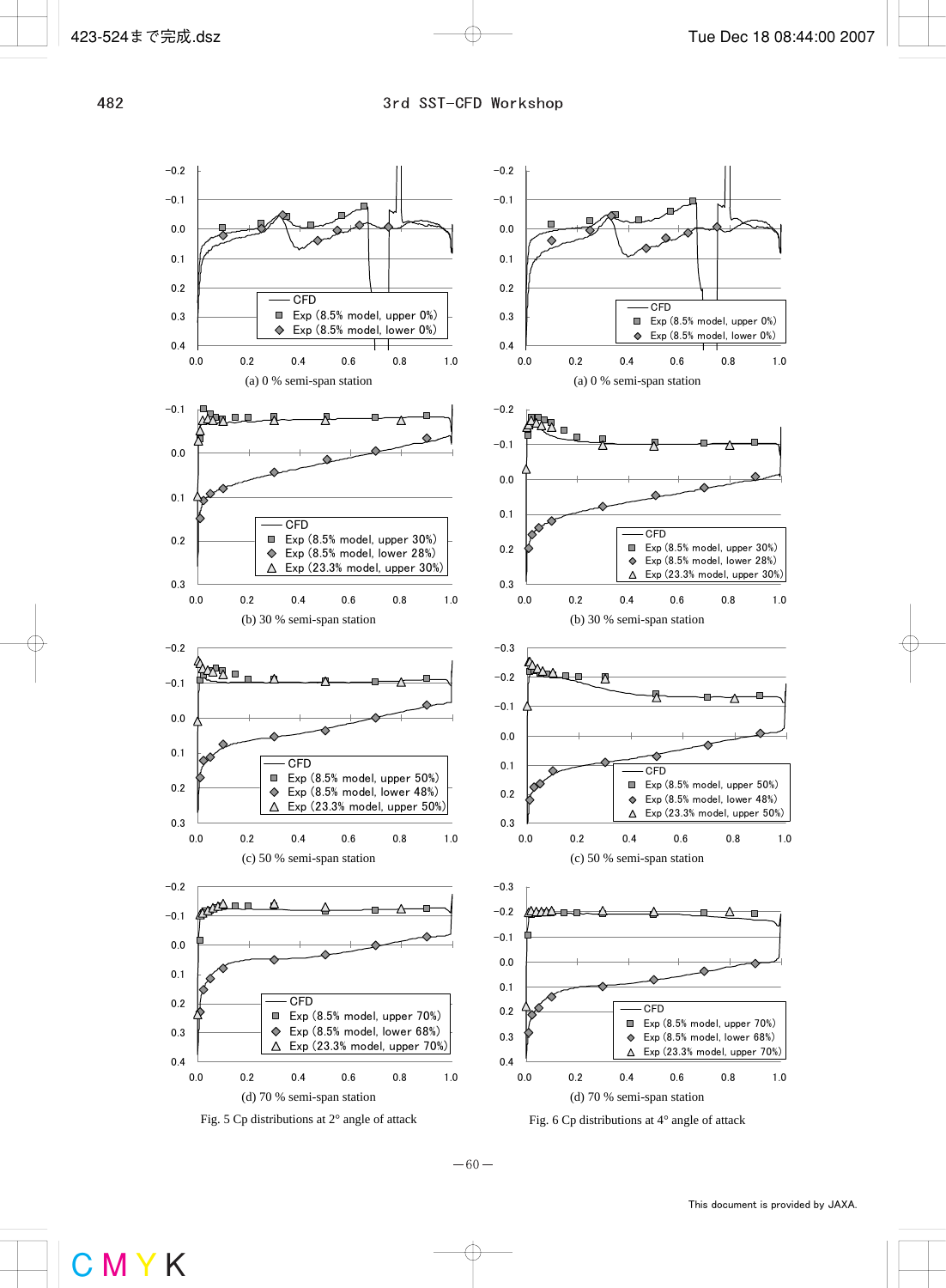(a) 0 % semi-span station

(b) 30 % semi-span station

(c) 50 % semi-span station

(d) 70 % semi-span station

Fig. 5 Cp distributions at 2° angle of attack

(a) 0 % semi-span station

(b) 30 % semi-span station

(c) 50 % semi-span station

(d) 70 % semi-span station

Fig. 6 Cp distributions at 4° angle of attack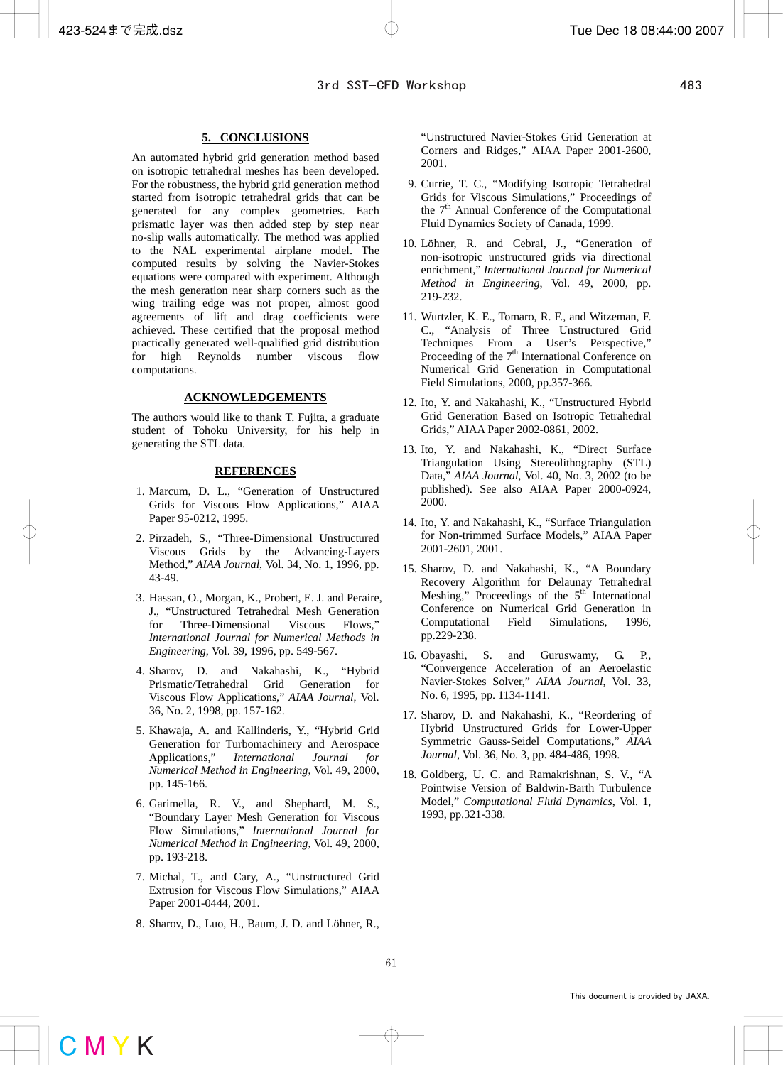## 5. CONCLUSIONS

An automated hybrid grid generation method based on isotropic tetrahedral meshes has been developed. For the robustness, the hybrid grid generation method started from isotropic tetrahedral grids that can be generated for any complex geometries. Each prismatic layer was then added step by step near no-slip walls automatically. The method was applied to the NAL experimental airplane model. The computed results by solving the Navier-Stokes equations were compared with experiment. Although the mesh generation near sharp corners such as the wing trailing edge was not proper, almost good agreements of lift and drag coefficients were achieved. These certified that the proposal method practically generated well-qualified grid distribution for high Reynolds number viscous flow computations.

## ACKNOWLEDGEMENTS

The authors would like to thank T. Fujita, a graduate student of Tohoku University, for his help in generating the STL data.

## REFERENCES

1. Marcum, D. L., "Generation of Unstructured Grids for Viscous Flow Applications," AIAA Paper 95-0212, 1995.
2. Pirzadeh, S., "Three-Dimensional Unstructured Viscous Grids by the Advancing-Layers Method," *AIAA Journal*, Vol. 34, No. 1, 1996, pp. 43-49.
3. Hassan, O., Morgan, K., Probert, E. J. and Peraire, J., "Unstructured Tetrahedral Mesh Generation for Three-Dimensional Viscous Flows," *International Journal for Numerical Methods in Engineering*, Vol. 39, 1996, pp. 549-567.
4. Sharov, D. and Nakahashi, K., "Hybrid Prismatic/Tetrahedral Grid Generation for Viscous Flow Applications," *AIAA Journal*, Vol. 36, No. 2, 1998, pp. 157-162.
5. Khawaja, A. and Kallinderis, Y., "Hybrid Grid Generation for Turbomachinery and Aerospace Applications," *International Journal for Numerical Method in Engineering*, Vol. 49, 2000, pp. 145-166.
6. Garimella, R. V., and Shephard, M. S., "Boundary Layer Mesh Generation for Viscous Flow Simulations," *International Journal for Numerical Method in Engineering*, Vol. 49, 2000, pp. 193-218.
7. Michal, T., and Cary, A., "Unstructured Grid Extrusion for Viscous Flow Simulations," AIAA Paper 2001-0444, 2001.
8. Sharov, D., Luo, H., Baum, J. D. and Löhner, R., "Unstructured Navier-Stokes Grid Generation at Corners and Ridges," AIAA Paper 2001-2600, 2001.
9. Currie, T. C., "Modifying Isotropic Tetrahedral Grids for Viscous Simulations," Proceedings of the 7th Annual Conference of the Computational Fluid Dynamics Society of Canada, 1999.
10. Löhner, R. and Cebral, J., "Generation of non-isotropic unstructured grids via directional enrichment," *International Journal for Numerical Method in Engineering*, Vol. 49, 2000, pp. 219-232.
11. Wurtzler, K. E., Tomaro, R. F., and Witzeman, F. C., "Analysis of Three Unstructured Grid Techniques From a User's Perspective," Proceeding of the 7th International Conference on Numerical Grid Generation in Computational Field Simulations, 2000, pp.357-366.
12. Ito, Y. and Nakahashi, K., "Unstructured Hybrid Grid Generation Based on Isotropic Tetrahedral Grids," AIAA Paper 2002-0861, 2002.
13. Ito, Y. and Nakahashi, K., "Direct Surface Triangulation Using Stereolithography (STL) Data," *AIAA Journal*, Vol. 40, No. 3, 2002 (to be published). See also AIAA Paper 2000-0924, 2000.
14. Ito, Y. and Nakahashi, K., "Surface Triangulation for Non-trimmed Surface Models," AIAA Paper 2001-2601, 2001.
15. Sharov, D. and Nakahashi, K., "A Boundary Recovery Algorithm for Delaunay Tetrahedral Meshing," Proceedings of the 5th International Conference on Numerical Grid Generation in Computational Field Simulations, 1996, pp.229-238.
16. Obayashi, S. and Guruswamy, G. P., "Convergence Acceleration of an Aeroelastic Navier-Stokes Solver," *AIAA Journal*, Vol. 33, No. 6, 1995, pp. 1134-1141.
17. Sharov, D. and Nakahashi, K., "Reordering of Hybrid Unstructured Grids for Lower-Upper Symmetric Gauss-Seidel Computations," *AIAA Journal*, Vol. 36, No. 3, pp. 484-486, 1998.
18. Goldberg, U. C. and Ramakrishnan, S. V., "A Pointwise Version of Baldwin-Barth Turbulence Model," *Computational Fluid Dynamics*, Vol. 1, 1993, pp.321-338.